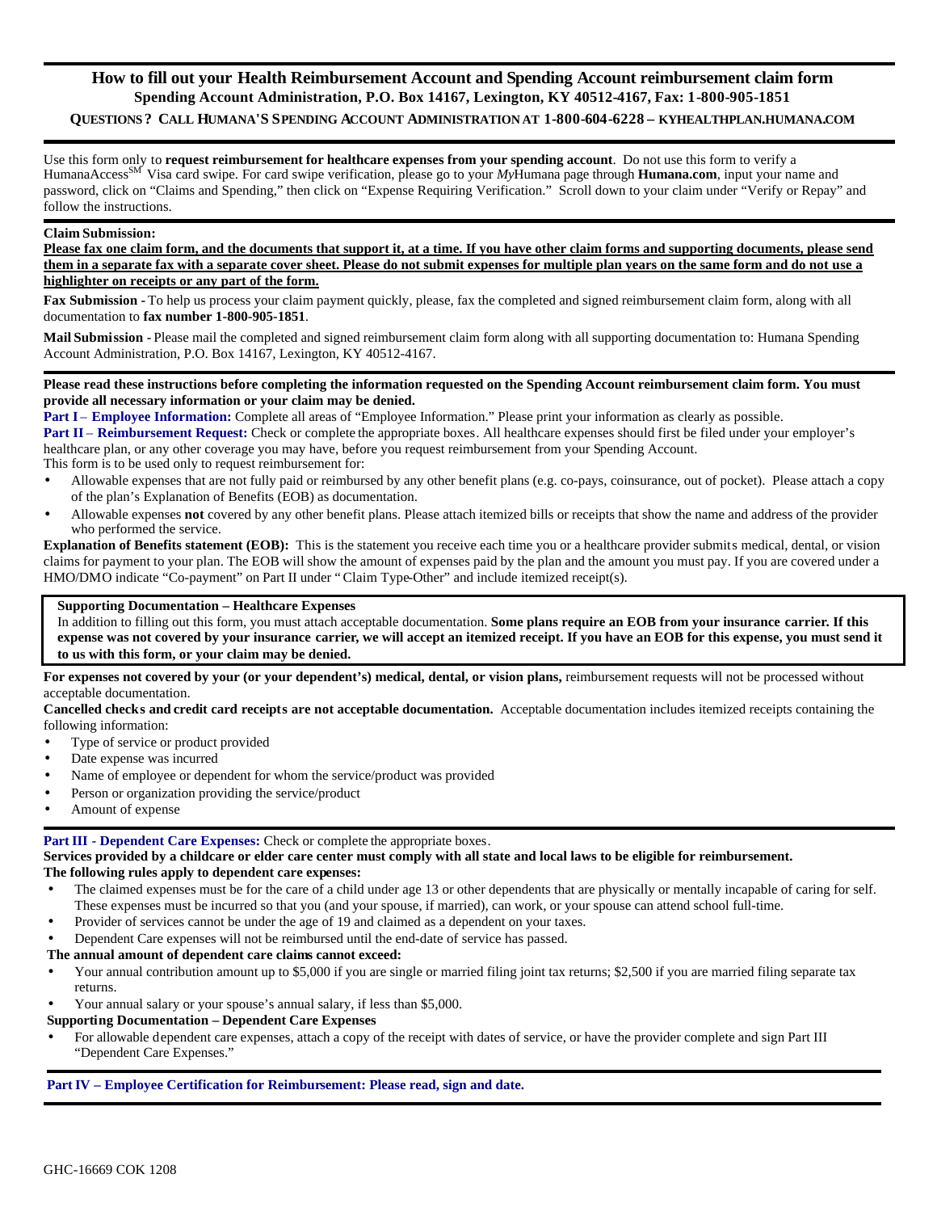# How to fill out your Health Reimbursement Account and Spending Account reimbursement claim form

**Spending Account Administration, P.O. Box 14167, Lexington, KY 40512-4167, Fax: 1-800-905-1851**

**QUESTIONS? CALL HUMANA'S SPENDING ACCOUNT ADMINISTRATION AT 1-800-604-6228 – KYHEALTHPLAN.HUMANA.COM**

Use this form only to **request reimbursement for healthcare expenses from your spending account**. Do not use this form to verify a HumanaAccess[SM] Visa card swipe. For card swipe verification, please go to your *My*Humana page through **Humana.com**, input your name and password, click on "Claims and Spending," then click on "Expense Requiring Verification." Scroll down to your claim under "Verify or Repay" and follow the instructions.

**Claim Submission:**

**Please fax one claim form, and the documents that support it, at a time. If you have other claim forms and supporting documents, please send them in a separate fax with a separate cover sheet. Please do not submit expenses for multiple plan years on the same form and do not use a highlighter on receipts or any part of the form.**

**Fax Submission -** To help us process your claim payment quickly, please, fax the completed and signed reimbursement claim form, along with all documentation to **fax number 1-800-905-1851**.

**Mail Submission -** Please mail the completed and signed reimbursement claim form along with all supporting documentation to: Humana Spending Account Administration, P.O. Box 14167, Lexington, KY 40512-4167.

**Please read these instructions before completing the information requested on the Spending Account reimbursement claim form. You must provide all necessary information or your claim may be denied.**

**Part I – Employee Information:** Complete all areas of "Employee Information." Please print your information as clearly as possible.

**Part II – Reimbursement Request:** Check or complete the appropriate boxes. All healthcare expenses should first be filed under your employer's healthcare plan, or any other coverage you may have, before you request reimbursement from your Spending Account.

This form is to be used only to request reimbursement for:

- Allowable expenses that are not fully paid or reimbursed by any other benefit plans (e.g. co-pays, coinsurance, out of pocket). Please attach a copy of the plan's Explanation of Benefits (EOB) as documentation.
- Allowable expenses **not** covered by any other benefit plans. Please attach itemized bills or receipts that show the name and address of the provider who performed the service.

**Explanation of Benefits statement (EOB):** This is the statement you receive each time you or a healthcare provider submits medical, dental, or vision claims for payment to your plan. The EOB will show the amount of expenses paid by the plan and the amount you must pay. If you are covered under a HMO/DMO indicate "Co-payment" on Part II under "Claim Type-Other" and include itemized receipt(s).

**Supporting Documentation – Healthcare Expenses**

In addition to filling out this form, you must attach acceptable documentation. **Some plans require an EOB from your insurance carrier. If this expense was not covered by your insurance carrier, we will accept an itemized receipt. If you have an EOB for this expense, you must send it to us with this form, or your claim may be denied.**

**For expenses not covered by your (or your dependent's) medical, dental, or vision plans,** reimbursement requests will not be processed without acceptable documentation.

**Cancelled checks and credit card receipts are not acceptable documentation.** Acceptable documentation includes itemized receipts containing the following information:

- Type of service or product provided
- Date expense was incurred
- Name of employee or dependent for whom the service/product was provided
- Person or organization providing the service/product
- Amount of expense

**Part III - Dependent Care Expenses:** Check or complete the appropriate boxes.

**Services provided by a childcare or elder care center must comply with all state and local laws to be eligible for reimbursement.**

**The following rules apply to dependent care expenses:**

- The claimed expenses must be for the care of a child under age 13 or other dependents that are physically or mentally incapable of caring for self. These expenses must be incurred so that you (and your spouse, if married), can work, or your spouse can attend school full-time.
- Provider of services cannot be under the age of 19 and claimed as a dependent on your taxes.
- Dependent Care expenses will not be reimbursed until the end-date of service has passed.

**The annual amount of dependent care claims cannot exceed:**

- Your annual contribution amount up to $5,000 if you are single or married filing joint tax returns; $2,500 if you are married filing separate tax returns.
- Your annual salary or your spouse's annual salary, if less than $5,000.

**Supporting Documentation – Dependent Care Expenses**

- For allowable dependent care expenses, attach a copy of the receipt with dates of service, or have the provider complete and sign Part III "Dependent Care Expenses."

**Part IV – Employee Certification for Reimbursement: Please read, sign and date.**

GHC-16669 COK 1208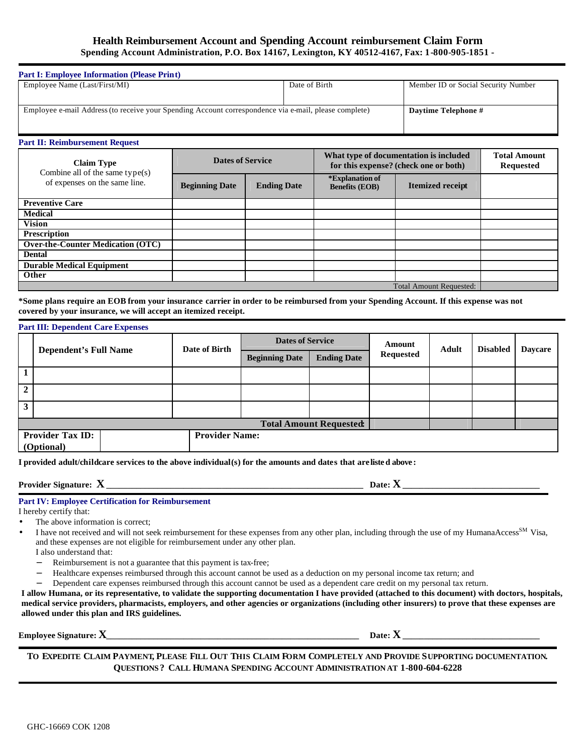# Health Reimbursement Account and Spending Account reimbursement Claim Form

**Spending Account Administration, P.O. Box 14167, Lexington, KY 40512-4167, Fax: 1-800-905-1851 -**

### Part I: Employee Information (Please Print)

| Employee Name (Last/First/MI) | Date of Birth | Member ID or Social Security Number |
|---|---|---|
| Employee e-mail Address (to receive your Spending Account correspondence via e-mail, please complete) | | **Daytime Telephone #** |

### Part II: Reimbursement Request

| **Claim Type** Combine all of the same type(s) of expenses on the same line. | **Dates of Service** | | **What type of documentation is included for this expense? (check one or both)** | | **Total Amount Requested** |
|---|---|---|---|---|---|
| | **Beginning Date** | **Ending Date** | **\*Explanation of Benefits (EOB)** | **Itemized receipt** | |
| **Preventive Care** | | | | | |
| **Medical** | | | | | |
| **Vision** | | | | | |
| **Prescription** | | | | | |
| **Over-the-Counter Medication (OTC)** | | | | | |
| **Dental** | | | | | |
| **Durable Medical Equipment** | | | | | |
| **Other** | | | | | |
| | | | | Total Amount Requested: | |

**\*Some plans require an EOB from your insurance carrier in order to be reimbursed from your Spending Account. If this expense was not covered by your insurance, we will accept an itemized receipt.**

### Part III: Dependent Care Expenses

| | **Dependent's Full Name** | **Date of Birth** | **Dates of Service** | | **Amount Requested** | **Adult** | **Disabled** | **Daycare** |
|---|---|---|---|---|---|---|---|---|
| | | | **Beginning Date** | **Ending Date** | | | | |
| **1** | | | | | | | | |
| **2** | | | | | | | | |
| **3** | | | | | | | | |
| | | | | **Total Amount Requested:** | | | | |
| **Provider Tax ID: (Optional)** | | **Provider Name:** | | | | | | |

**I provided adult/childcare services to the above individual(s) for the amounts and dates that are listed above:**

**Provider Signature: X**_______________________________________________ **Date: X**_________________________

### Part IV: Employee Certification for Reimbursement

I hereby certify that:

- The above information is correct;
- I have not received and will not seek reimbursement for these expenses from any other plan, including through the use of my HumanaAccess[SM] Visa, and these expenses are not eligible for reimbursement under any other plan.

  I also understand that:

  - Reimbursement is not a guarantee that this payment is tax-free;
  - Healthcare expenses reimbursed through this account cannot be used as a deduction on my personal income tax return; and
  - Dependent care expenses reimbursed through this account cannot be used as a dependent care credit on my personal tax return.

**I allow Humana, or its representative, to validate the supporting documentation I have provided (attached to this document) with doctors, hospitals, medical service providers, pharmacists, employers, and other agencies or organizations (including other insurers) to prove that these expenses are allowed under this plan and IRS guidelines.**

**Employee Signature: X**_______________________________________________ **Date: X**_________________________

**TO EXPEDITE CLAIM PAYMENT, PLEASE FILL OUT THIS CLAIM FORM COMPLETELY AND PROVIDE SUPPORTING DOCUMENTATION. QUESTIONS? CALL HUMANA SPENDING ACCOUNT ADMINISTRATION AT 1-800-604-6228**

GHC-16669 COK 1208